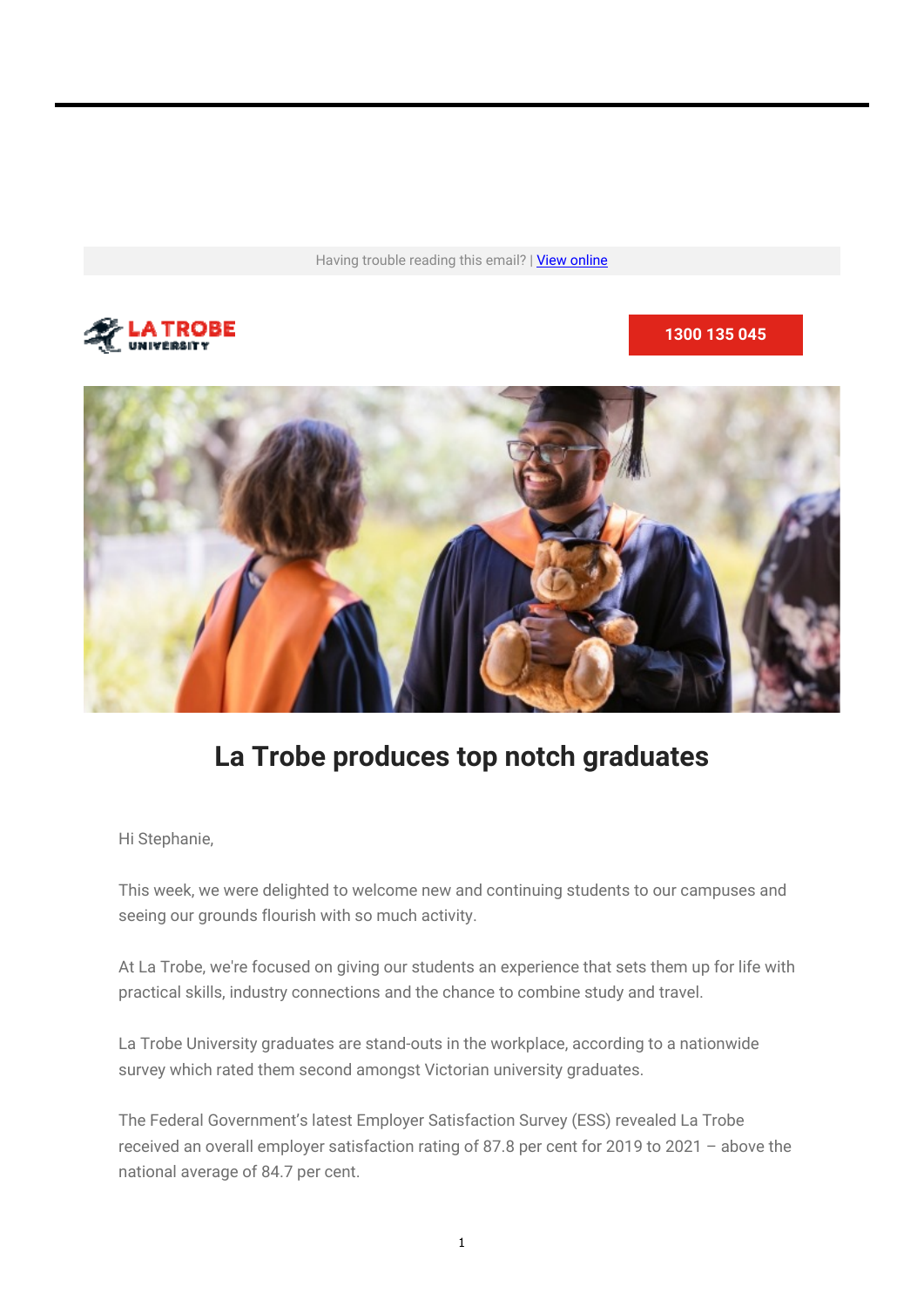Having trouble reading this email? | [View online]

LA TROBE UNIVERSITY

1300 135 045

# La Trobe produces top notch graduates

Hi Stephanie,

This week, we were delighted to welcome new and continuing students to our campuses and seeing our grounds flourish with so much activity.

At La Trobe, we're focused on giving our students an experience that sets them up for life with practical skills, industry connections and the chance to combine study and travel.

La Trobe University graduates are stand-outs in the workplace, according to a nationwide survey which rated them second amongst Victorian university graduates.

The Federal Government's latest Employer Satisfaction Survey (ESS) revealed La Trobe received an overall employer satisfaction rating of 87.8 per cent for 2019 to 2021 – above the national average of 84.7 per cent.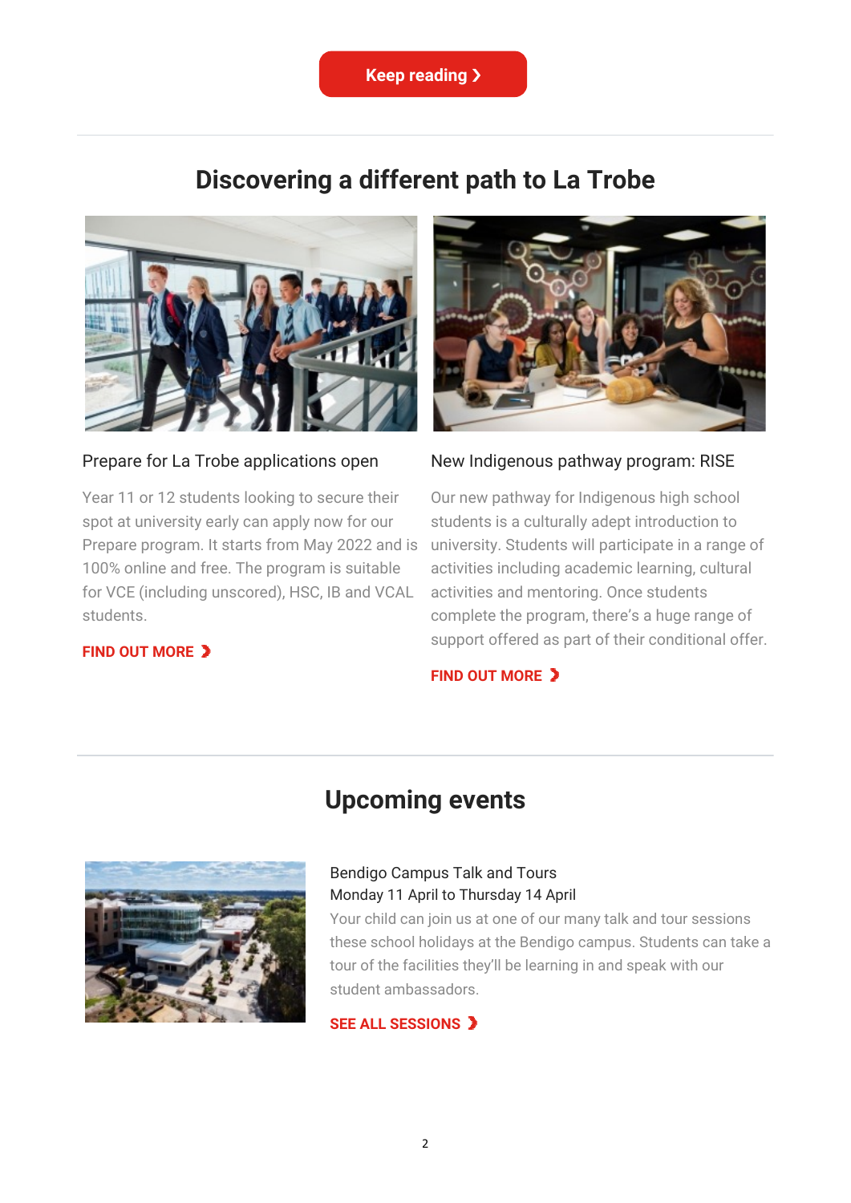Keep reading ❯

## Discovering a different path to La Trobe

### Prepare for La Trobe applications open

Year 11 or 12 students looking to secure their spot at university early can apply now for our Prepare program. It starts from May 2022 and is 100% online and free. The program is suitable for VCE (including unscored), HSC, IB and VCAL students.

**FIND OUT MORE ❯**

### New Indigenous pathway program: RISE

Our new pathway for Indigenous high school students is a culturally adept introduction to university. Students will participate in a range of activities including academic learning, cultural activities and mentoring. Once students complete the program, there's a huge range of support offered as part of their conditional offer.

**FIND OUT MORE ❯**

## Upcoming events

### Bendigo Campus Talk and Tours

Monday 11 April to Thursday 14 April

Your child can join us at one of our many talk and tour sessions these school holidays at the Bendigo campus. Students can take a tour of the facilities they'll be learning in and speak with our student ambassadors.

**SEE ALL SESSIONS ❯**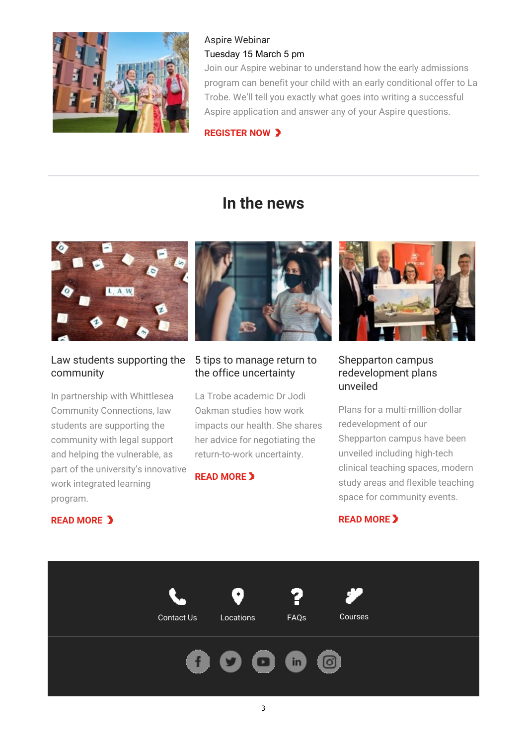Aspire Webinar

Tuesday 15 March 5 pm

Join our Aspire webinar to understand how the early admissions program can benefit your child with an early conditional offer to La Trobe. We'll tell you exactly what goes into writing a successful Aspire application and answer any of your Aspire questions.

**REGISTER NOW ›**

---

## In the news

### Law students supporting the community

In partnership with Whittlesea Community Connections, law students are supporting the community with legal support and helping the vulnerable, as part of the university's innovative work integrated learning program.

**READ MORE ›**

### 5 tips to manage return to the office uncertainty

La Trobe academic Dr Jodi Oakman studies how work impacts our health. She shares her advice for negotiating the return-to-work uncertainty.

**READ MORE ›**

### Shepparton campus redevelopment plans unveiled

Plans for a multi-million-dollar redevelopment of our Shepparton campus have been unveiled including high-tech clinical teaching spaces, modern study areas and flexible teaching space for community events.

**READ MORE ›**

---

Contact Us | Locations | FAQs | Courses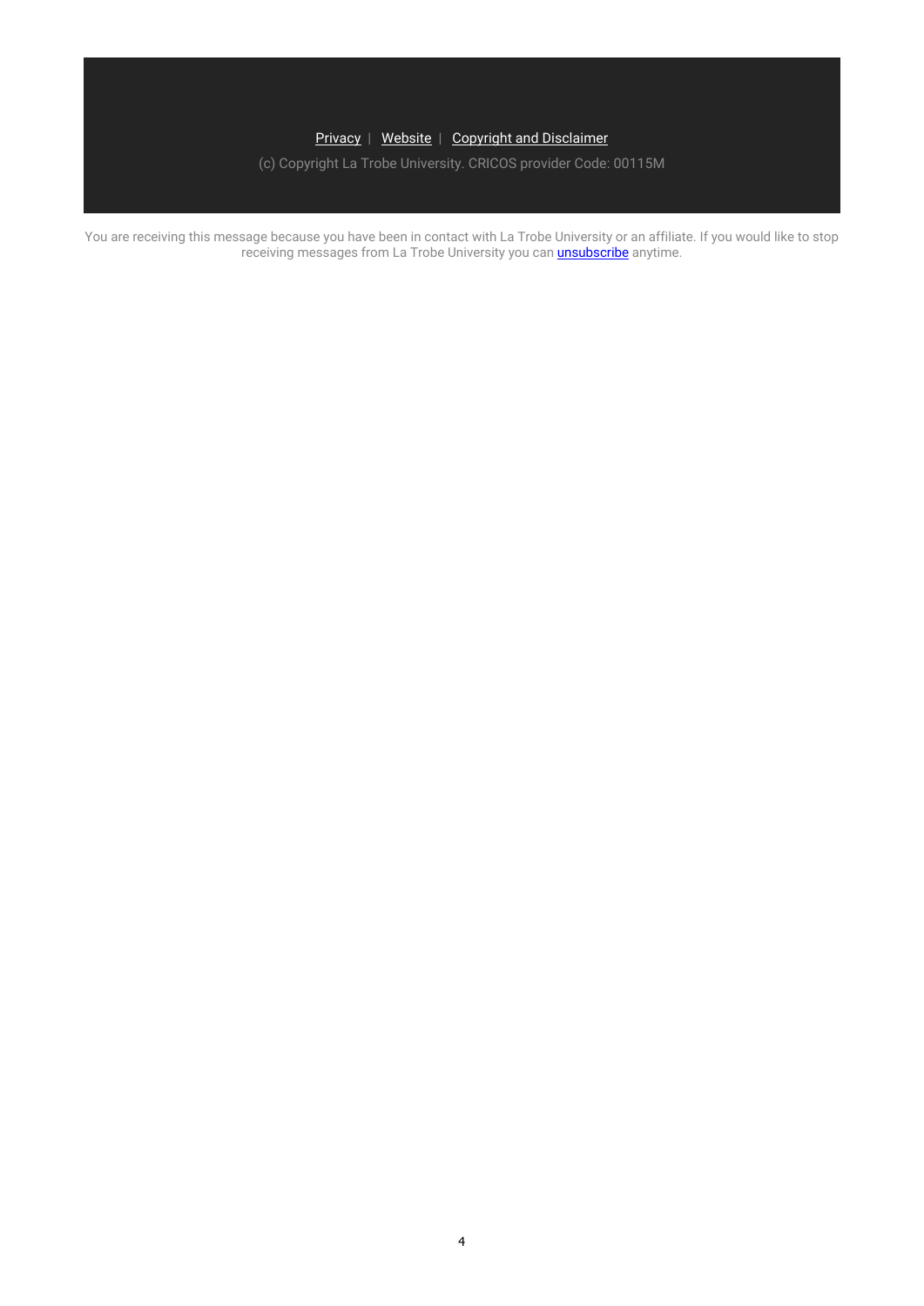Privacy | Website | Copyright and Disclaimer

(c) Copyright La Trobe University. CRICOS provider Code: 00115M

You are receiving this message because you have been in contact with La Trobe University or an affiliate. If you would like to stop receiving messages from La Trobe University you can unsubscribe anytime.